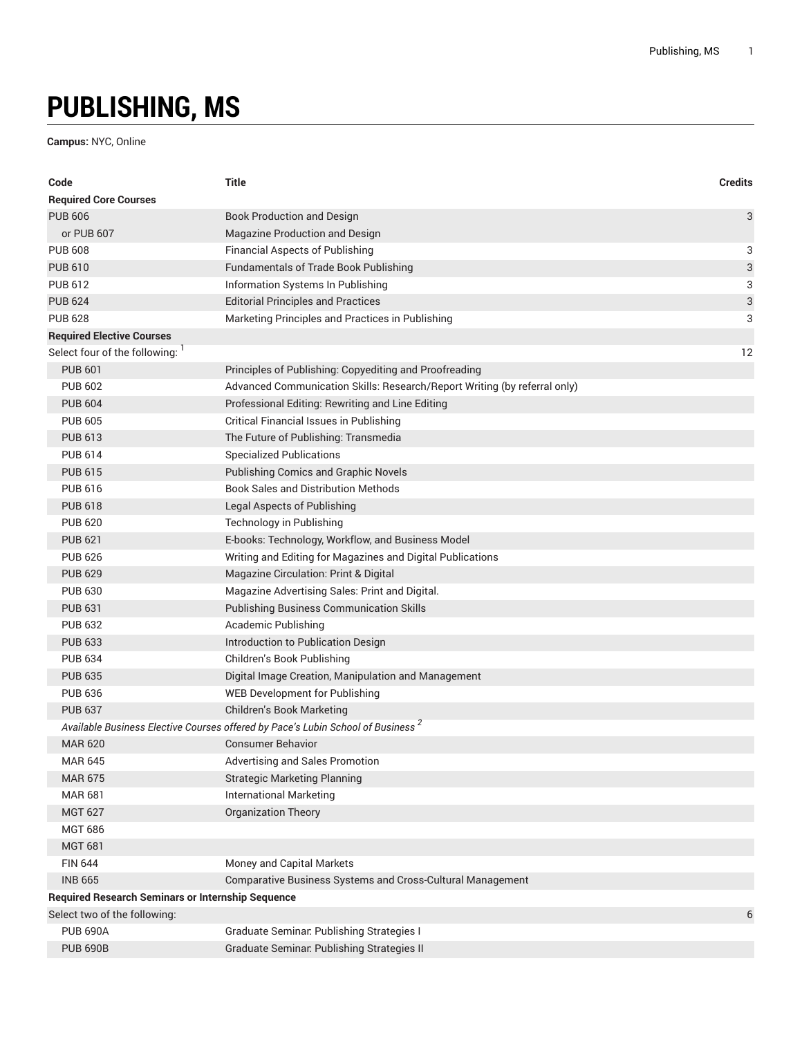# PUBLISHING, MS

**Campus:** NYC, Online

| Code | Title | Credits |
|---|---|---|
| **Required Core Courses** | | |
| PUB 606 | Book Production and Design | 3 |
| or PUB 607 | Magazine Production and Design | |
| PUB 608 | Financial Aspects of Publishing | 3 |
| PUB 610 | Fundamentals of Trade Book Publishing | 3 |
| PUB 612 | Information Systems In Publishing | 3 |
| PUB 624 | Editorial Principles and Practices | 3 |
| PUB 628 | Marketing Principles and Practices in Publishing | 3 |
| **Required Elective Courses** | | |
| Select four of the following: [1] | | 12 |
| PUB 601 | Principles of Publishing: Copyediting and Proofreading | |
| PUB 602 | Advanced Communication Skills: Research/Report Writing (by referral only) | |
| PUB 604 | Professional Editing: Rewriting and Line Editing | |
| PUB 605 | Critical Financial Issues in Publishing | |
| PUB 613 | The Future of Publishing: Transmedia | |
| PUB 614 | Specialized Publications | |
| PUB 615 | Publishing Comics and Graphic Novels | |
| PUB 616 | Book Sales and Distribution Methods | |
| PUB 618 | Legal Aspects of Publishing | |
| PUB 620 | Technology in Publishing | |
| PUB 621 | E-books: Technology, Workflow, and Business Model | |
| PUB 626 | Writing and Editing for Magazines and Digital Publications | |
| PUB 629 | Magazine Circulation: Print & Digital | |
| PUB 630 | Magazine Advertising Sales: Print and Digital. | |
| PUB 631 | Publishing Business Communication Skills | |
| PUB 632 | Academic Publishing | |
| PUB 633 | Introduction to Publication Design | |
| PUB 634 | Children's Book Publishing | |
| PUB 635 | Digital Image Creation, Manipulation and Management | |
| PUB 636 | WEB Development for Publishing | |
| PUB 637 | Children's Book Marketing | |
| *Available Business Elective Courses offered by Pace's Lubin School of Business* [2] | | |
| MAR 620 | Consumer Behavior | |
| MAR 645 | Advertising and Sales Promotion | |
| MAR 675 | Strategic Marketing Planning | |
| MAR 681 | International Marketing | |
| MGT 627 | Organization Theory | |
| MGT 686 | | |
| MGT 681 | | |
| FIN 644 | Money and Capital Markets | |
| INB 665 | Comparative Business Systems and Cross-Cultural Management | |
| **Required Research Seminars or Internship Sequence** | | |
| Select two of the following: | | 6 |
| PUB 690A | Graduate Seminar: Publishing Strategies I | |
| PUB 690B | Graduate Seminar: Publishing Strategies II | |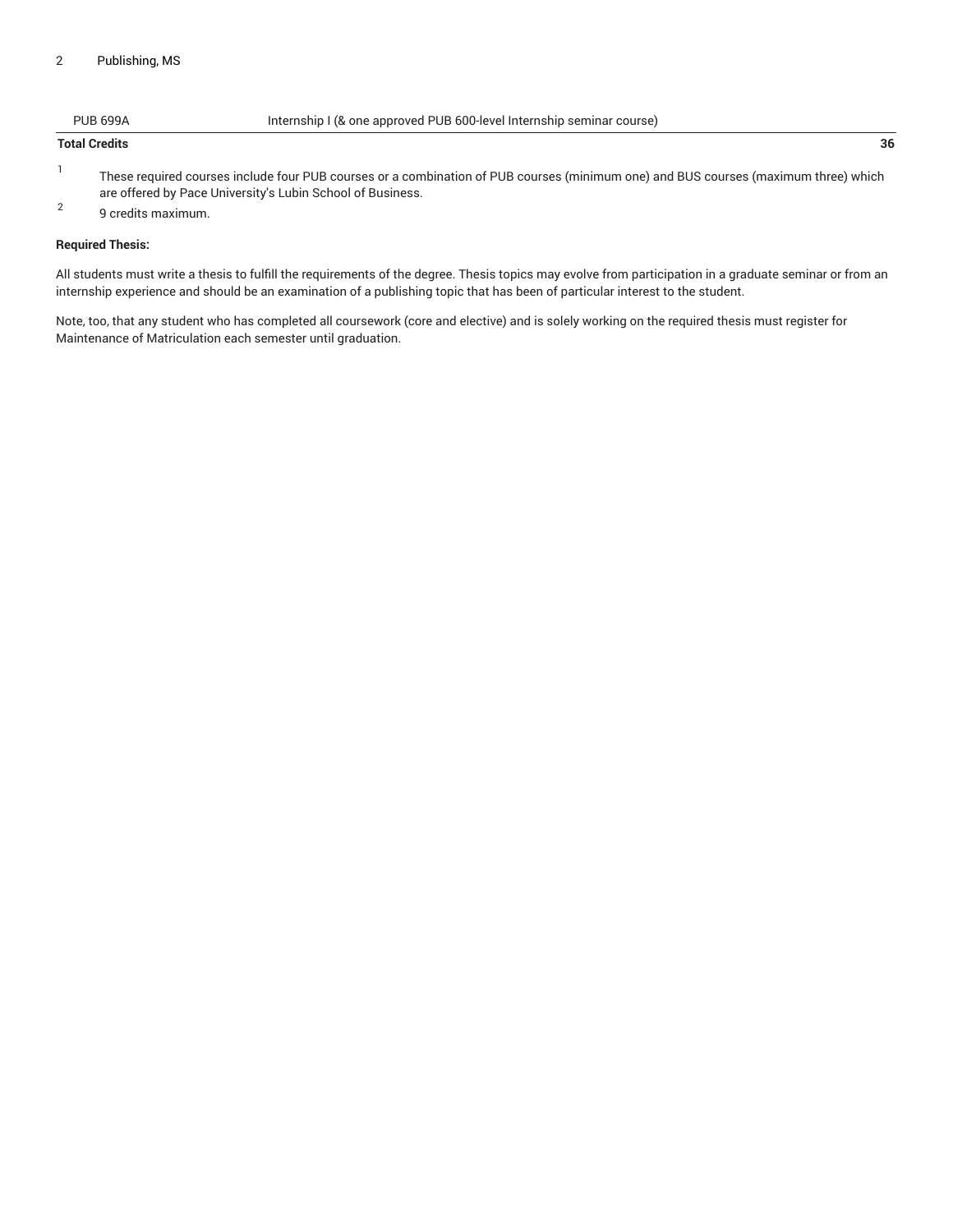| | | |
|---|---|---|
| PUB 699A | Internship I (& one approved PUB 600-level Internship seminar course) | |
| **Total Credits** | | **36** |

[1] These required courses include four PUB courses or a combination of PUB courses (minimum one) and BUS courses (maximum three) which are offered by Pace University's Lubin School of Business.

[2] 9 credits maximum.

**Required Thesis:**

All students must write a thesis to fulfill the requirements of the degree. Thesis topics may evolve from participation in a graduate seminar or from an internship experience and should be an examination of a publishing topic that has been of particular interest to the student.

Note, too, that any student who has completed all coursework (core and elective) and is solely working on the required thesis must register for Maintenance of Matriculation each semester until graduation.